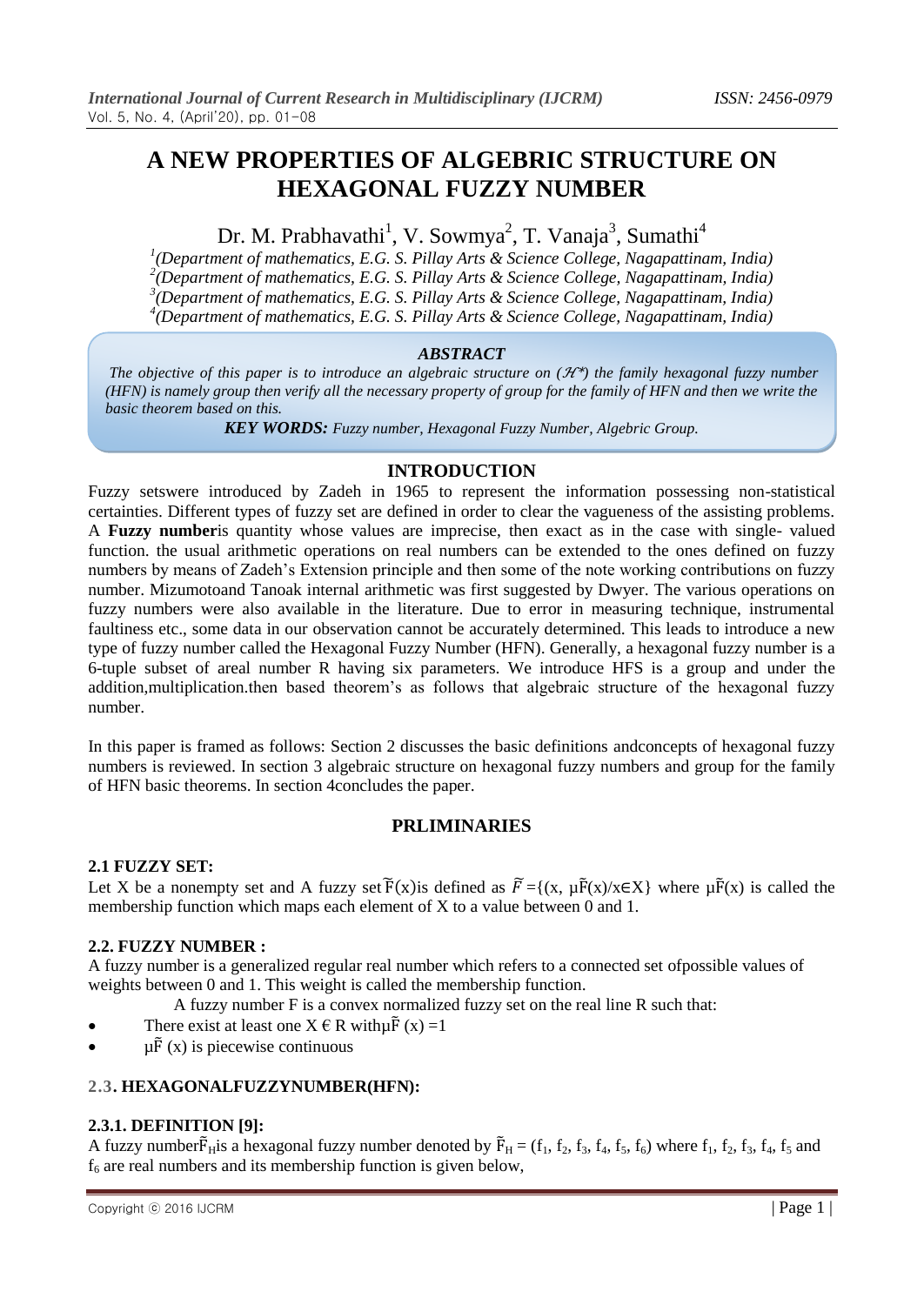# A NEW PROPERTIES OF ALGEBRIC STRUCTURE ON HEXAGONAL FUZZY NUMBER

Dr. M. Prabhavathi[1], V. Sowmya[2], T. Vanaja[3], Sumathi[4]

[1](Department of mathematics, E.G. S. Pillay Arts & Science College, Nagapattinam, India)
[2](Department of mathematics, E.G. S. Pillay Arts & Science College, Nagapattinam, India)
[3](Department of mathematics, E.G. S. Pillay Arts & Science College, Nagapattinam, India)
[4](Department of mathematics, E.G. S. Pillay Arts & Science College, Nagapattinam, India)

***ABSTRACT***

*The objective of this paper is to introduce an algebraic structure on ($\mathcal{H}^*$) the family hexagonal fuzzy number (HFN) is namely group then verify all the necessary property of group for the family of HFN and then we write the basic theorem based on this.*

***KEY WORDS:*** *Fuzzy number, Hexagonal Fuzzy Number, Algebric Group.*

## INTRODUCTION

Fuzzy setswere introduced by Zadeh in 1965 to represent the information possessing non-statistical certainties. Different types of fuzzy set are defined in order to clear the vagueness of the assisting problems. A **Fuzzy number**is quantity whose values are imprecise, then exact as in the case with single- valued function. the usual arithmetic operations on real numbers can be extended to the ones defined on fuzzy numbers by means of Zadeh's Extension principle and then some of the note working contributions on fuzzy number. Mizumotoand Tanoak internal arithmetic was first suggested by Dwyer. The various operations on fuzzy numbers were also available in the literature. Due to error in measuring technique, instrumental faultiness etc., some data in our observation cannot be accurately determined. This leads to introduce a new type of fuzzy number called the Hexagonal Fuzzy Number (HFN). Generally, a hexagonal fuzzy number is a 6-tuple subset of areal number R having six parameters. We introduce HFS is a group and under the addition,multiplication.then based theorem's as follows that algebraic structure of the hexagonal fuzzy number.

In this paper is framed as follows: Section 2 discusses the basic definitions andconcepts of hexagonal fuzzy numbers is reviewed. In section 3 algebraic structure on hexagonal fuzzy numbers and group for the family of HFN basic theorems. In section 4concludes the paper.

## PRLIMINARIES

### 2.1 FUZZY SET:

Let X be a nonempty set and A fuzzy set $\tilde{F}(x)$is defined as $\tilde{F} = \{(x, \mu\tilde{F}(x)/x \in X\}$ where $\mu\tilde{F}(x)$ is called the membership function which maps each element of X to a value between 0 and 1.

### 2.2. FUZZY NUMBER :

A fuzzy number is a generalized regular real number which refers to a connected set ofpossible values of weights between 0 and 1. This weight is called the membership function.

A fuzzy number F is a convex normalized fuzzy set on the real line R such that:

- There exist at least one X € R with$\mu\tilde{F}(x) = 1$
- $\mu\tilde{F}(x)$ is piecewise continuous

### 2.3. HEXAGONALFUZZYNUMBER(HFN):

#### 2.3.1. DEFINITION [9]:

A fuzzy number$\tilde{F}_H$is a hexagonal fuzzy number denoted by $\tilde{F}_H = (f_1, f_2, f_3, f_4, f_5, f_6)$ where $f_1$, $f_2$, $f_3$, $f_4$, $f_5$ and $f_6$ are real numbers and its membership function is given below,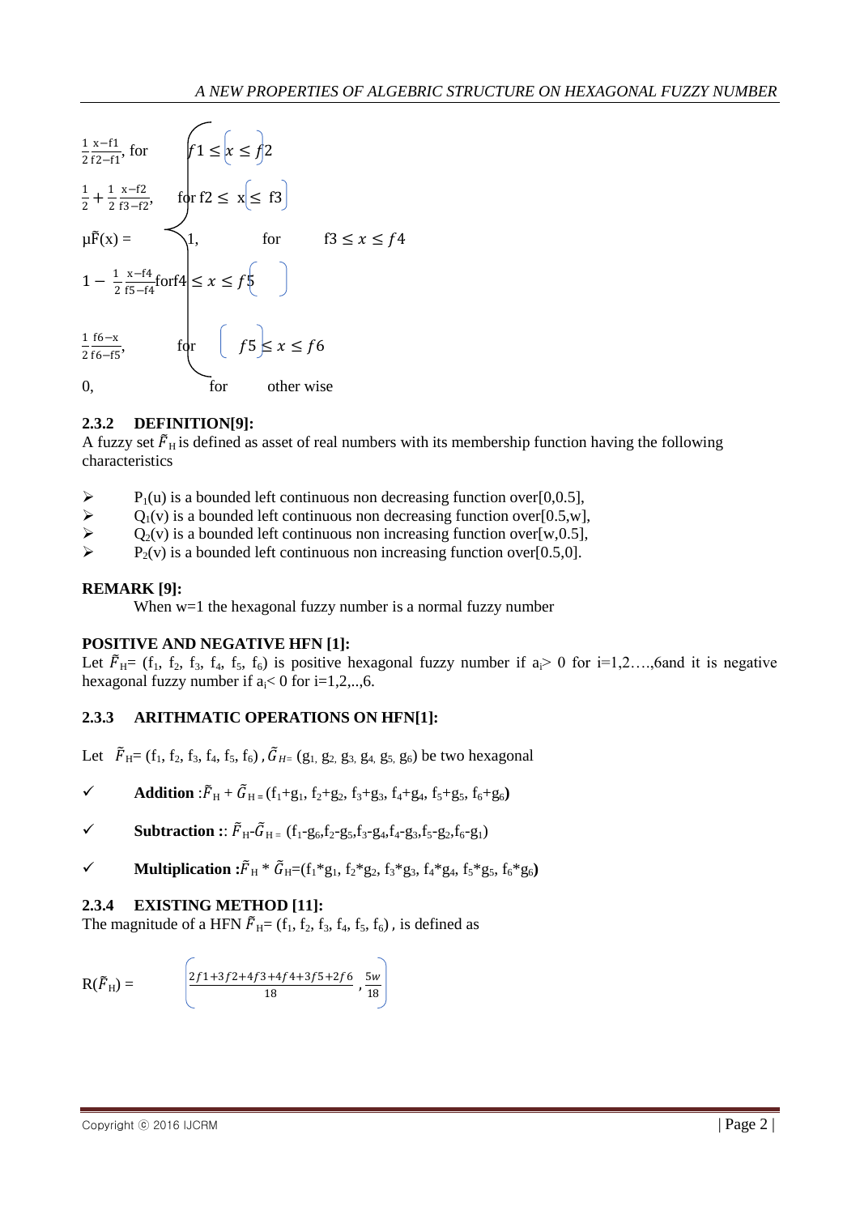$$\mu_{\tilde{F}}(x) = \begin{cases} \frac{1}{2}\frac{x-f1}{f2-f1}, & \text{for } f1 \le x \le f2 \\ \frac{1}{2} + \frac{1}{2}\frac{x-f2}{f3-f2}, & \text{for } f2 \le x \le f3 \\ 1, & \text{for } f3 \le x \le f4 \\ 1 - \frac{1}{2}\frac{x-f4}{f5-f4} & \text{for } f4 \le x \le f5 \\ \frac{1}{2}\frac{f6-x}{f6-f5}, & \text{for } f5 \le x \le f6 \\ 0, & \text{for other wise} \end{cases}$$

### 2.3.2 DEFINITION[9]:

A fuzzy set $\tilde{F}_H$ is defined as asset of real numbers with its membership function having the following characteristics

- $P_1(u)$ is a bounded left continuous non decreasing function over[0,0.5],
- $Q_1(v)$ is a bounded left continuous non decreasing function over[0.5,w],
- $Q_2(v)$ is a bounded left continuous non increasing function over[w,0.5],
- $P_2(v)$ is a bounded left continuous non increasing function over[0.5,0].

**REMARK [9]:**

When w=1 the hexagonal fuzzy number is a normal fuzzy number

**POSITIVE AND NEGATIVE HFN [1]:**

Let $\tilde{F}_H$= ($f_1$, $f_2$, $f_3$, $f_4$, $f_5$, $f_6$) is positive hexagonal fuzzy number if $a_i$> 0 for i=1,2….,6and it is negative hexagonal fuzzy number if $a_i$< 0 for i=1,2,..,6.

### 2.3.3 ARITHMATIC OPERATIONS ON HFN[1]:

Let $\tilde{F}_H$= ($f_1$, $f_2$, $f_3$, $f_4$, $f_5$, $f_6$) , $\tilde{G}_H$= ($g_1$, $g_2$, $g_3$, $g_4$, $g_5$, $g_6$) be two hexagonal

- ✓ **Addition** :$\tilde{F}_H + \tilde{G}_H$ = ($f_1+g_1$, $f_2+g_2$, $f_3+g_3$, $f_4+g_4$, $f_5+g_5$, $f_6+g_6$**)**
- ✓ **Subtraction ::** $\tilde{F}_H$-$\tilde{G}_H$ = ($f_1-g_6$,$f_2-g_5$,$f_3-g_4$,$f_4-g_3$,$f_5-g_2$,$f_6-g_1$)
- ✓ **Multiplication :**$\tilde{F}_H * \tilde{G}_H$=($f_1*g_1$, $f_2*g_2$, $f_3*g_3$, $f_4*g_4$, $f_5*g_5$, $f_6*g_6$**)**

### 2.3.4 EXISTING METHOD [11]:

The magnitude of a HFN $\tilde{F}_H$= ($f_1$, $f_2$, $f_3$, $f_4$, $f_5$, $f_6$) , is defined as

$$R(\tilde{F}_H) = \left( \frac{2f1+3f2+4f3+4f4+3f5+2f6}{18}, \frac{5w}{18} \right)$$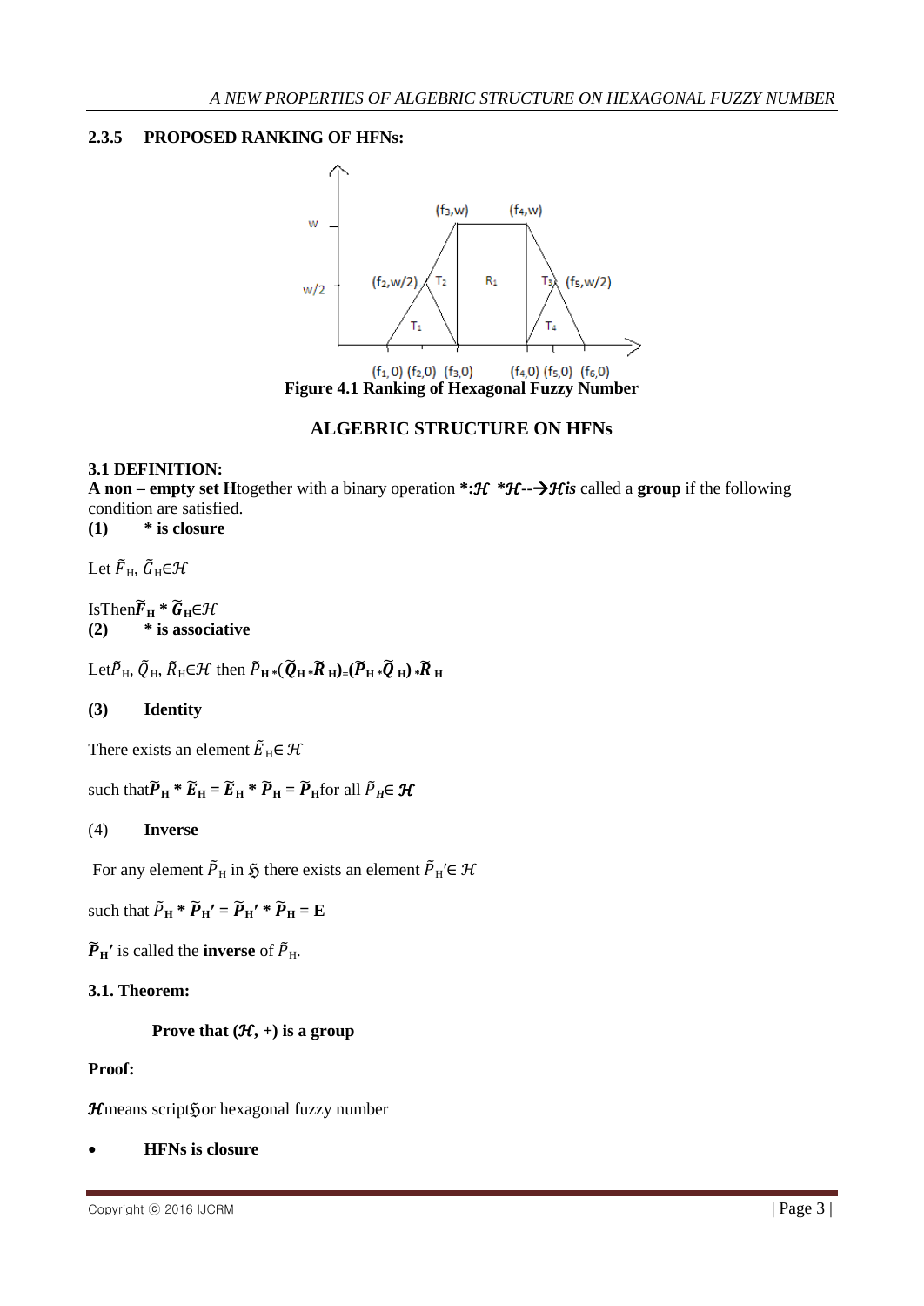### 2.3.5 PROPOSED RANKING OF HFNs:

Figure 4.1 Ranking of Hexagonal Fuzzy Number

## ALGEBRIC STRUCTURE ON HFNs

**3.1 DEFINITION:**

**A non – empty set H**together with a binary operation **$*: \mathcal{H} * \mathcal{H} \rightarrow \mathcal{H}$*is*** called a **group** if the following condition are satisfied.

**(1) * is closure**

Let $\tilde{F}_H$, $\tilde{G}_H \in \mathcal{H}$

IsThen$\tilde{F}_H * \tilde{G}_H \in \mathcal{H}$

**(2) * is associative**

Let$\tilde{P}_H$, $\tilde{Q}_H$, $\tilde{R}_H \in \mathcal{H}$ then $\tilde{P}_H * (\tilde{Q}_H * \tilde{R}_H) = (\tilde{P}_H * \tilde{Q}_H) * \tilde{R}_H$

**(3) Identity**

There exists an element $\tilde{E}_H \in \mathcal{H}$

such that$\tilde{P}_H * \tilde{E}_H = \tilde{E}_H * \tilde{P}_H = \tilde{P}_H$for all $\tilde{P}_H \in \mathcal{H}$

(4) **Inverse**

For any element $\tilde{P}_H$ in $\mathfrak{H}$ there exists an element $\tilde{P}_H' \in \mathcal{H}$

such that $\tilde{P}_H * \tilde{P}_H' = \tilde{P}_H' * \tilde{P}_H = E$

$\tilde{P}_H'$ is called the **inverse** of $\tilde{P}_H$.

**3.1. Theorem:**

**Prove that ($\mathcal{H}$, +) is a group**

**Proof:**

$\mathcal{H}$means script$\mathfrak{H}$or hexagonal fuzzy number

- **HFNs is closure**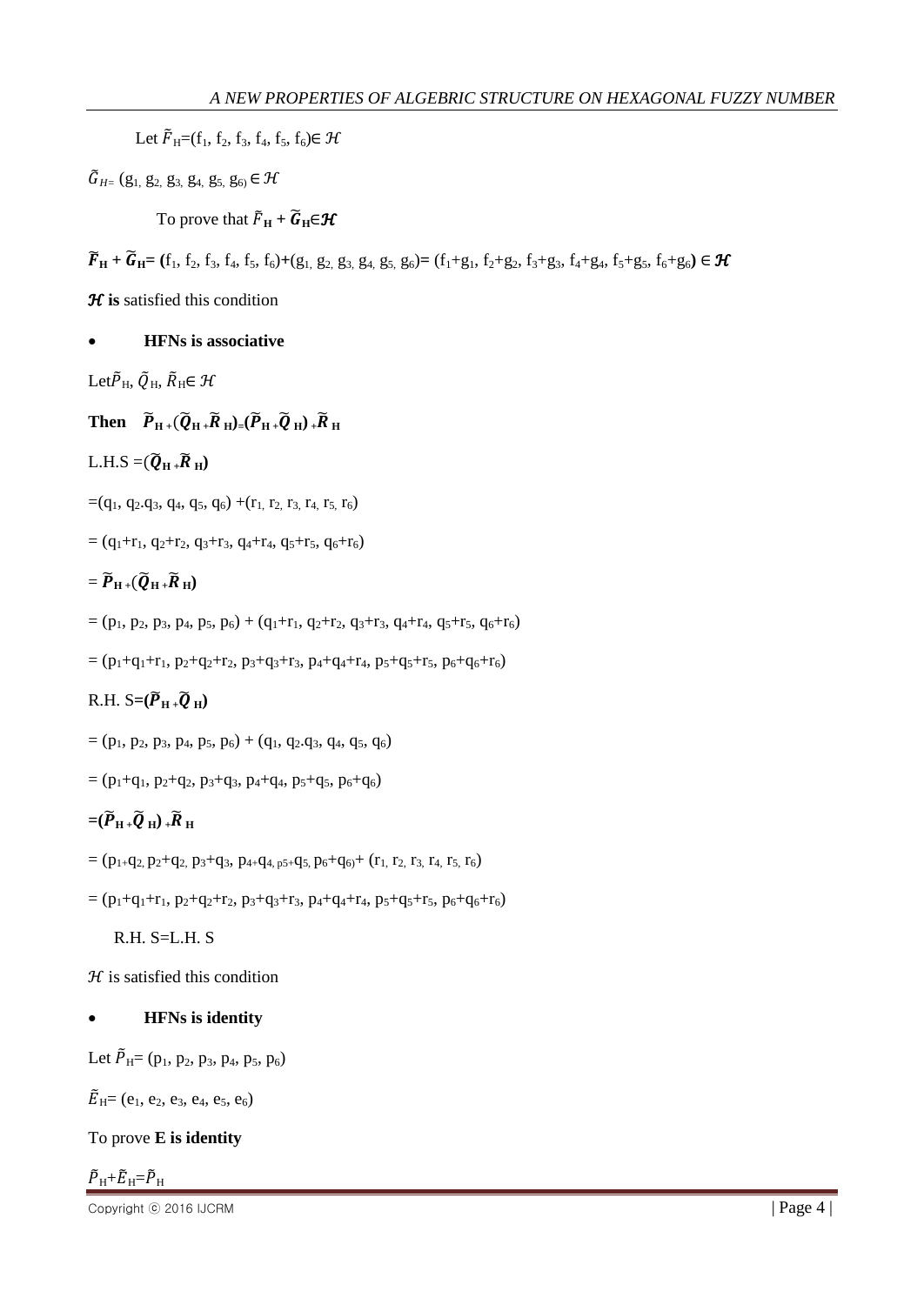Let $\tilde{F}_H = (f_1, f_2, f_3, f_4, f_5, f_6) \in \mathcal{H}$

$\tilde{G}_H = (g_1, g_2, g_3, g_4, g_5, g_6) \in \mathcal{H}$

To prove that $\tilde{F}_H + \tilde{G}_H \in \mathcal{H}$

$\tilde{F}_H + \tilde{G}_H = (f_1, f_2, f_3, f_4, f_5, f_6) + (g_1, g_2, g_3, g_4, g_5, g_6) = (f_1+g_1, f_2+g_2, f_3+g_3, f_4+g_4, f_5+g_5, f_6+g_6) \in \mathcal{H}$

$\mathcal{H}$ **is** satisfied this condition

- **HFNs is associative**

Let $\tilde{P}_H, \tilde{Q}_H, \tilde{R}_H \in \mathcal{H}$

**Then** $\tilde{P}_H + (\tilde{Q}_H + \tilde{R}_H) = (\tilde{P}_H + \tilde{Q}_H) + \tilde{R}_H$

L.H.S $= (\tilde{Q}_H + \tilde{R}_H)$

$= (q_1, q_2.q_3, q_4, q_5, q_6) + (r_1, r_2, r_3, r_4, r_5, r_6)$

$= (q_1+r_1, q_2+r_2, q_3+r_3, q_4+r_4, q_5+r_5, q_6+r_6)$

$= \tilde{P}_H + (\tilde{Q}_H + \tilde{R}_H)$

$= (p_1, p_2, p_3, p_4, p_5, p_6) + (q_1+r_1, q_2+r_2, q_3+r_3, q_4+r_4, q_5+r_5, q_6+r_6)$

$= (p_1+q_1+r_1, p_2+q_2+r_2, p_3+q_3+r_3, p_4+q_4+r_4, p_5+q_5+r_5, p_6+q_6+r_6)$

R.H. S$= (\tilde{P}_H + \tilde{Q}_H)$

$= (p_1, p_2, p_3, p_4, p_5, p_6) + (q_1, q_2.q_3, q_4, q_5, q_6)$

$= (p_1+q_1, p_2+q_2, p_3+q_3, p_4+q_4, p_5+q_5, p_6+q_6)$

$= (\tilde{P}_H + \tilde{Q}_H) + \tilde{R}_H$

$= (p_1+q_2, p_2+q_2, p_3+q_3, p_4+q_4, p_5+q_5, p_6+q_6) + (r_1, r_2, r_3, r_4, r_5, r_6)$

$= (p_1+q_1+r_1, p_2+q_2+r_2, p_3+q_3+r_3, p_4+q_4+r_4, p_5+q_5+r_5, p_6+q_6+r_6)$

R.H. S=L.H. S

$\mathcal{H}$ is satisfied this condition

- **HFNs is identity**

Let $\tilde{P}_H = (p_1, p_2, p_3, p_4, p_5, p_6)$

$\tilde{E}_H = (e_1, e_2, e_3, e_4, e_5, e_6)$

To prove **E is identity**

$\tilde{P}_H + \tilde{E}_H = \tilde{P}_H$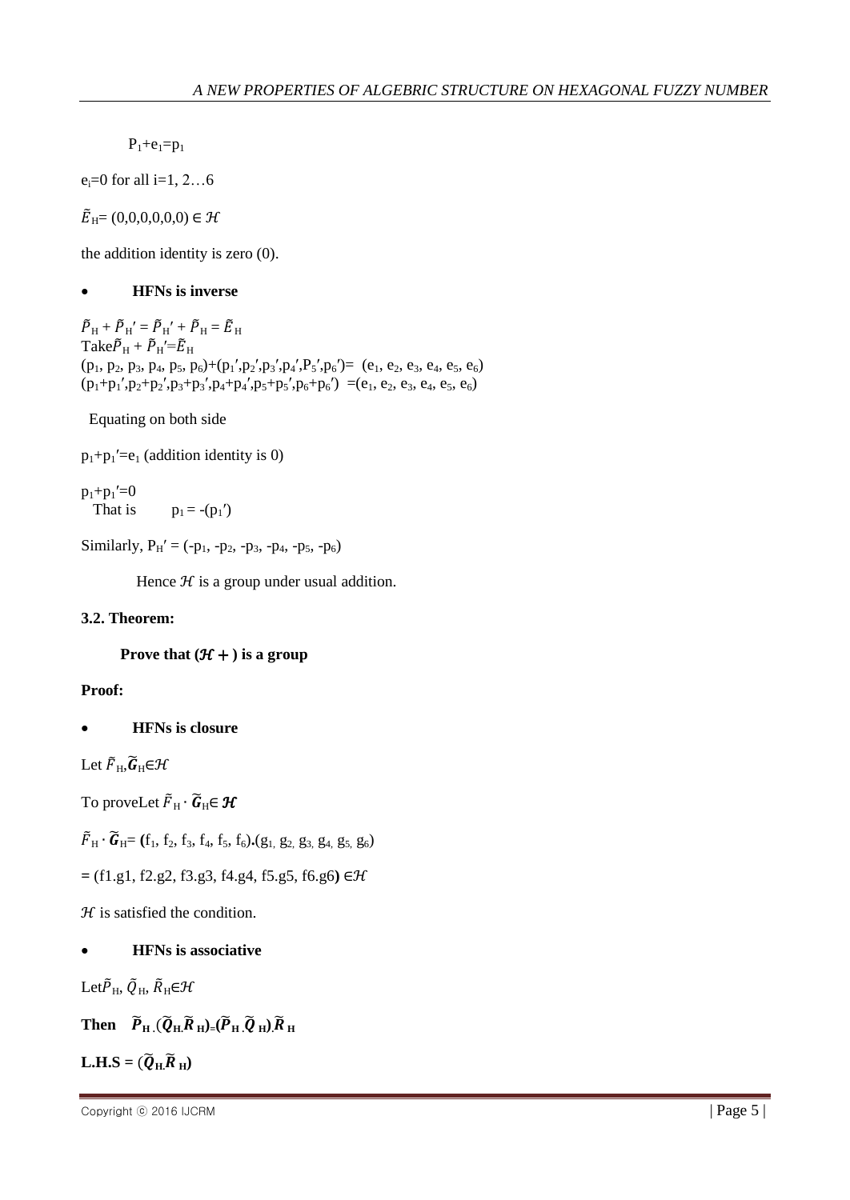$P_1+e_1=p_1$

$e_i=0$ for all i=1, 2…6

$\tilde{E}_H= (0,0,0,0,0,0) \in \mathcal{H}$

the addition identity is zero (0).

- **HFNs is inverse**

$\tilde{P}_H + \tilde{P}_H' = \tilde{P}_H' + \tilde{P}_H = \tilde{E}_H$
Take $\tilde{P}_H + \tilde{P}_H'=\tilde{E}_H$
$(p_1, p_2, p_3, p_4, p_5, p_6)+(p_1',p_2',p_3',p_4',P_5',p_6')= (e_1, e_2, e_3, e_4, e_5, e_6)$
$(p_1+p_1',p_2+p_2',p_3+p_3',p_4+p_4',p_5+p_5',p_6+p_6') =(e_1, e_2, e_3, e_4, e_5, e_6)$

Equating on both side

$p_1+p_1'=e_1$ (addition identity is 0)

$p_1+p_1'=0$
That is $p_1 = -(p_1')$

Similarly, $P_H' = (-p_1, -p_2, -p_3, -p_4, -p_5, -p_6)$

Hence $\mathcal{H}$ is a group under usual addition.

**3.2. Theorem:**

**Prove that $(\mathcal{H}+)$ is a group**

**Proof:**

- **HFNs is closure**

Let $\tilde{F}_H,\tilde{\boldsymbol{G}}_H\in\mathcal{H}$

To proveLet $\tilde{F}_H \cdot \tilde{\boldsymbol{G}}_H\in \boldsymbol{\mathcal{H}}$

$\tilde{F}_H \cdot \tilde{\boldsymbol{G}}_H= (f_1, f_2, f_3, f_4, f_5, f_6).(g_1, g_2, g_3, g_4, g_5, g_6)$

$= (f1.g1, f2.g2, f3.g3, f4.g4, f5.g5, f6.g6) \in\mathcal{H}$

$\mathcal{H}$ is satisfied the condition.

- **HFNs is associative**

Let $\tilde{P}_H, \tilde{Q}_H, \tilde{R}_H\in\mathcal{H}$

**Then** $\tilde{\boldsymbol{P}}_H.(\tilde{\boldsymbol{Q}}_H.\tilde{\boldsymbol{R}}_H)=(\tilde{\boldsymbol{P}}_H.\tilde{\boldsymbol{Q}}_H).\tilde{\boldsymbol{R}}_H$

**L.H.S =** $(\tilde{\boldsymbol{Q}}_H.\tilde{\boldsymbol{R}}_H)$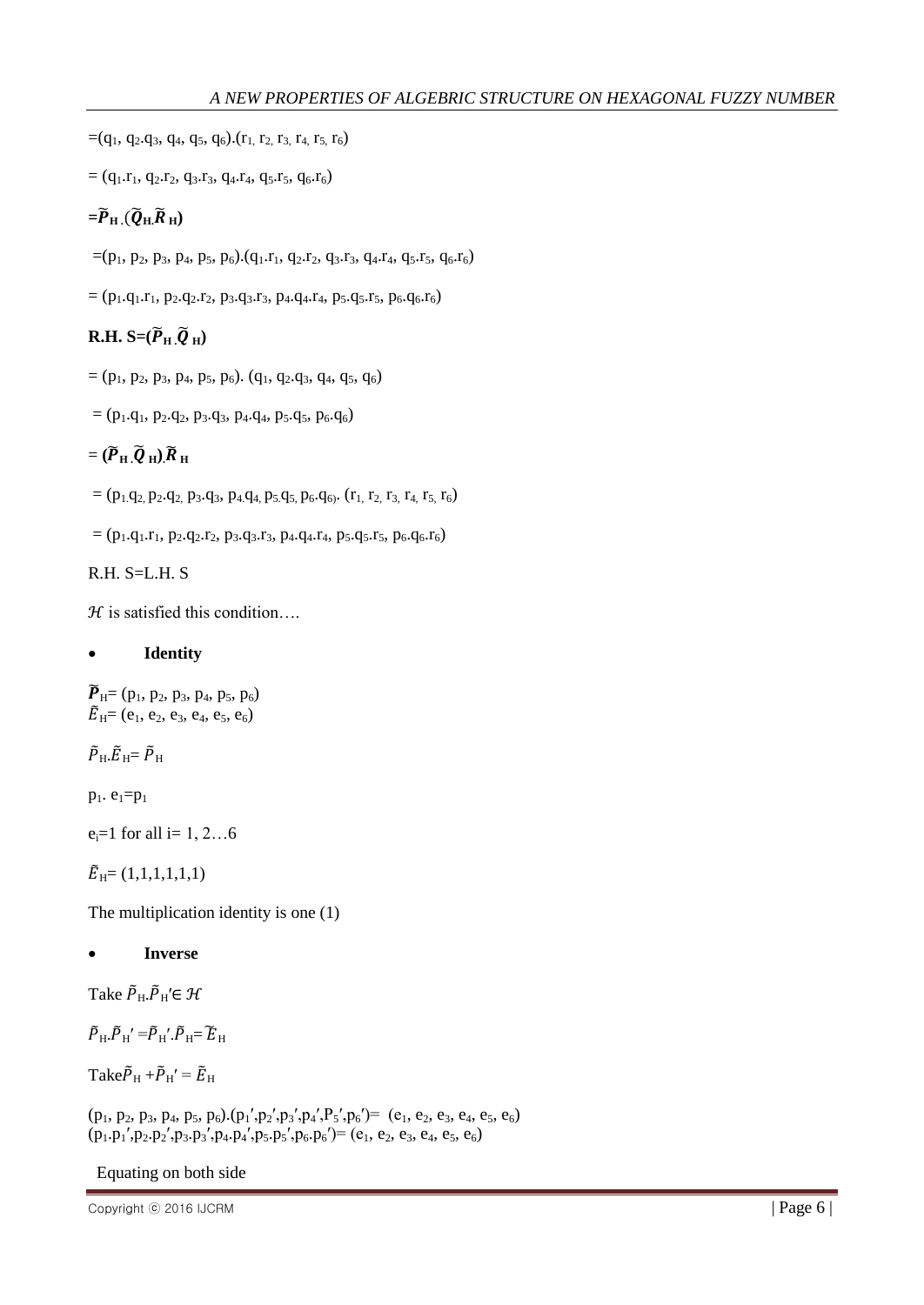$=(q_1, q_2.q_3, q_4, q_5, q_6).(r_1, r_2, r_3, r_4, r_5, r_6)$

$= (q_1.r_1, q_2.r_2, q_3.r_3, q_4.r_4, q_5.r_5, q_6.r_6)$

$=\tilde{\boldsymbol{P}}_{\mathbf{H}}.(\tilde{\boldsymbol{Q}}_{\mathbf{H}}.\tilde{\boldsymbol{R}}_{\mathbf{H}})$

$=(p_1, p_2, p_3, p_4, p_5, p_6).(q_1.r_1, q_2.r_2, q_3.r_3, q_4.r_4, q_5.r_5, q_6.r_6)$

$= (p_1.q_1.r_1, p_2.q_2.r_2, p_3.q_3.r_3, p_4.q_4.r_4, p_5.q_5.r_5, p_6.q_6.r_6)$

**R.H. S=**$(\tilde{\boldsymbol{P}}_{\mathbf{H}}.\tilde{\boldsymbol{Q}}_{\mathbf{H}})$

$= (p_1, p_2, p_3, p_4, p_5, p_6). (q_1, q_2.q_3, q_4, q_5, q_6)$

$= (p_1.q_1, p_2.q_2, p_3.q_3, p_4.q_4, p_5.q_5, p_6.q_6)$

$= (\tilde{\boldsymbol{P}}_{\mathbf{H}}.\tilde{\boldsymbol{Q}}_{\mathbf{H}}).\tilde{\boldsymbol{R}}_{\mathbf{H}}$

$= (p_1.q_2, p_2.q_2, p_3.q_3, p_4.q_4, p_5.q_5, p_6.q_6). (r_1, r_2, r_3, r_4, r_5, r_6)$

$= (p_1.q_1.r_1, p_2.q_2.r_2, p_3.q_3.r_3, p_4.q_4.r_4, p_5.q_5.r_5, p_6.q_6.r_6)$

R.H. S=L.H. S

$\mathcal{H}$ is satisfied this condition….

- **Identity**

$\tilde{\boldsymbol{P}}_{H}= (p_1, p_2, p_3, p_4, p_5, p_6)$
$\tilde{E}_{H}= (e_1, e_2, e_3, e_4, e_5, e_6)$

$\tilde{P}_{H}.\tilde{E}_{H}= \tilde{P}_{H}$

$p_1.\ e_1=p_1$

$e_i=1$ for all $i= 1, 2…6$

$\tilde{E}_{H}= (1,1,1,1,1,1)$

The multiplication identity is one (1)

- **Inverse**

Take $\tilde{P}_{H}.\tilde{P}_{H}'\in \mathcal{H}$

$\tilde{P}_{H}.\tilde{P}_{H}' =\tilde{P}_{H}'.\tilde{P}_{H}= \tilde{E}_{H}$

Take$\tilde{P}_{H} +\tilde{P}_{H}' = \tilde{E}_{H}$

$(p_1, p_2, p_3, p_4, p_5, p_6).(p_1',p_2',p_3',p_4',P_5',p_6')= (e_1, e_2, e_3, e_4, e_5, e_6)$
$(p_1.p_1',p_2.p_2',p_3.p_3',p_4.p_4',p_5.p_5',p_6.p_6')= (e_1, e_2, e_3, e_4, e_5, e_6)$

Equating on both side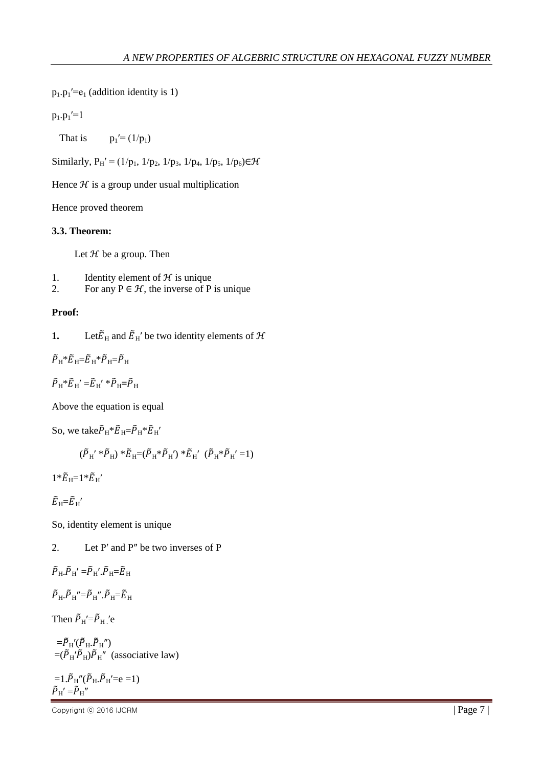$p_1.p_1'=e_1$ (addition identity is 1)

$p_1.p_1'=1$

That is $p_1'=(1/p_1)$

Similarly, $P_H'=(1/p_1, 1/p_2, 1/p_3, 1/p_4, 1/p_5, 1/p_6)\in\mathcal{H}$

Hence $\mathcal{H}$ is a group under usual multiplication

Hence proved theorem

**3.3. Theorem:**

Let $\mathcal{H}$ be a group. Then

1. Identity element of $\mathcal{H}$ is unique
2. For any $P\in\mathcal{H}$, the inverse of P is unique

**Proof:**

**1.** Let $\tilde{E}_H$ and $\tilde{E}_H'$ be two identity elements of $\mathcal{H}$

$\tilde{P}_H*\tilde{E}_H=\tilde{E}_H*\tilde{P}_H=\tilde{P}_H$

$\tilde{P}_H*\tilde{E}_H'=\tilde{E}_H'*\tilde{P}_H=\tilde{P}_H$

Above the equation is equal

So, we take $\tilde{P}_H*\tilde{E}_H=\tilde{P}_H*\tilde{E}_H'$

$(\tilde{P}_H'*\tilde{P}_H)*\tilde{E}_H=(\tilde{P}_H*\tilde{P}_H')*\tilde{E}_H'$ $(\tilde{P}_H*\tilde{P}_H'=1)$

$1*\tilde{E}_H=1*\tilde{E}_H'$

$\tilde{E}_H=\tilde{E}_H'$

So, identity element is unique

2. Let P′ and P″ be two inverses of P

$\tilde{P}_H.\tilde{P}_H'=\tilde{P}_H'.\tilde{P}_H=\tilde{E}_H$

$\tilde{P}_H.\tilde{P}_H''=\tilde{P}_H''.\tilde{P}_H=\tilde{E}_H$

Then $\tilde{P}_H'=\tilde{P}_H'.e$

$=\tilde{P}_H'(\tilde{P}_H.\tilde{P}_H'')$

$=(\tilde{P}_H'\tilde{P}_H)\tilde{P}_H''$ (associative law)

$=1.\tilde{P}_H''(\tilde{P}_H.\tilde{P}_H'=e=1)$

$\tilde{P}_H'=\tilde{P}_H''$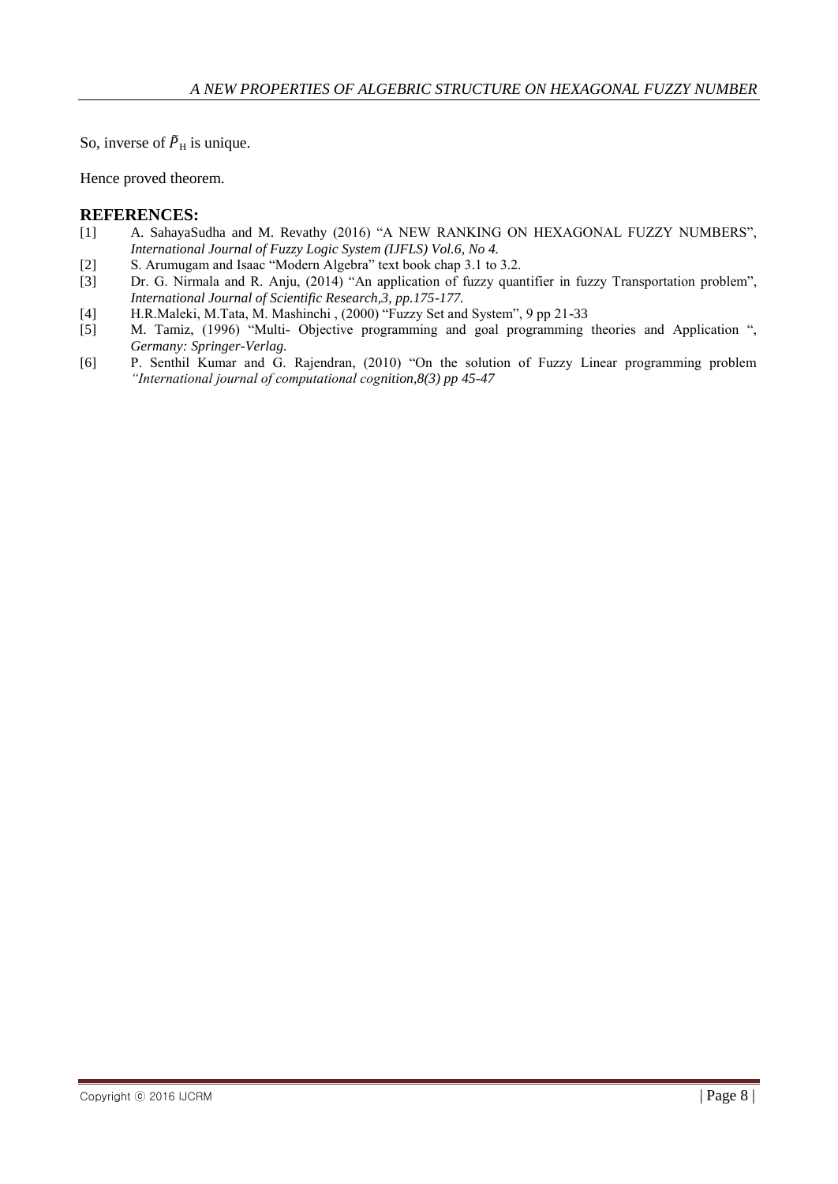So, inverse of $\tilde{P}_{\mathrm{H}}$ is unique.

Hence proved theorem.

## REFERENCES:

[1] A. SahayaSudha and M. Revathy (2016) "A NEW RANKING ON HEXAGONAL FUZZY NUMBERS", *International Journal of Fuzzy Logic System (IJFLS) Vol.6, No 4.*

[2] S. Arumugam and Isaac "Modern Algebra" text book chap 3.1 to 3.2.

[3] Dr. G. Nirmala and R. Anju, (2014) "An application of fuzzy quantifier in fuzzy Transportation problem", *International Journal of Scientific Research,3, pp.175-177.*

[4] H.R.Maleki, M.Tata, M. Mashinchi , (2000) "Fuzzy Set and System", 9 pp 21-33

[5] M. Tamiz, (1996) "Multi- Objective programming and goal programming theories and Application ", *Germany: Springer-Verlag.*

[6] P. Senthil Kumar and G. Rajendran, (2010) "On the solution of Fuzzy Linear programming problem *"International journal of computational cognition,8(3) pp 45-47*